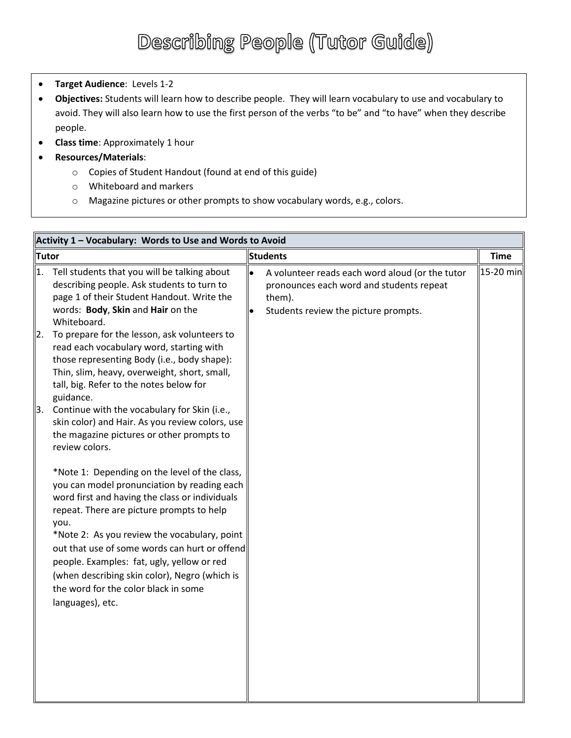# Describing People (Tutor Guide)

- **Target Audience**: Levels 1-2
- **Objectives:** Students will learn how to describe people. They will learn vocabulary to use and vocabulary to avoid. They will also learn how to use the first person of the verbs "to be" and "to have" when they describe people.
- **Class time**: Approximately 1 hour
- **Resources/Materials**:
  - Copies of Student Handout (found at end of this guide)
  - Whiteboard and markers
  - Magazine pictures or other prompts to show vocabulary words, e.g., colors.

| Activity 1 – Vocabulary: Words to Use and Words to Avoid | | |
|---|---|---|
| **Tutor** | **Students** | **Time** |
| 1. Tell students that you will be talking about describing people. Ask students to turn to page 1 of their Student Handout. Write the words: **Body**, **Skin** and **Hair** on the Whiteboard.<br>2. To prepare for the lesson, ask volunteers to read each vocabulary word, starting with those representing Body (i.e., body shape): Thin, slim, heavy, overweight, short, small, tall, big. Refer to the notes below for guidance.<br>3. Continue with the vocabulary for Skin (i.e., skin color) and Hair. As you review colors, use the magazine pictures or other prompts to review colors.<br><br>*Note 1: Depending on the level of the class, you can model pronunciation by reading each word first and having the class or individuals repeat. There are picture prompts to help you.<br>*Note 2: As you review the vocabulary, point out that use of some words can hurt or offend people. Examples: fat, ugly, yellow or red (when describing skin color), Negro (which is the word for the color black in some languages), etc. | • A volunteer reads each word aloud (or the tutor pronounces each word and students repeat them).<br>• Students review the picture prompts. | 15-20 min |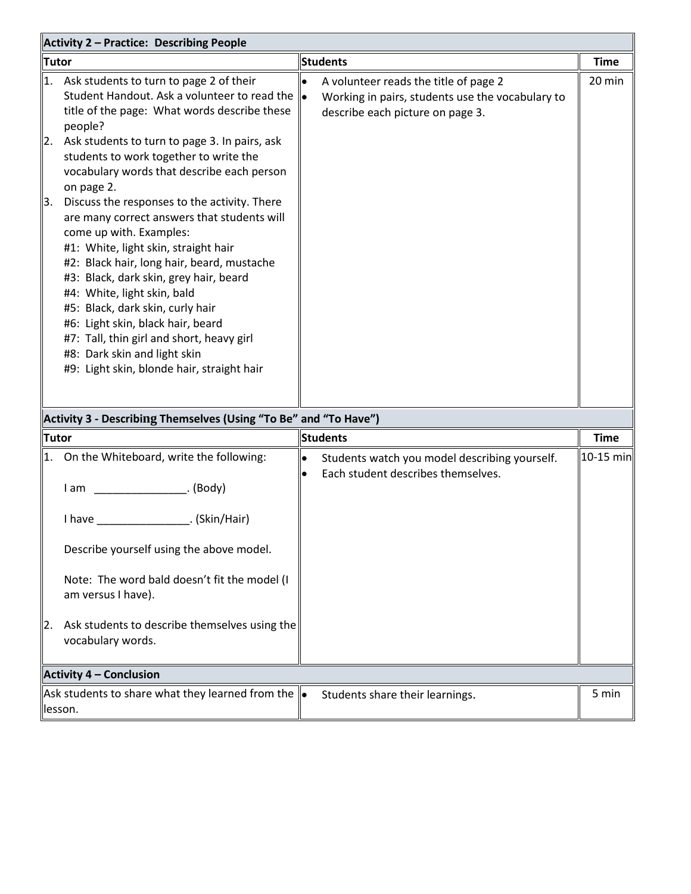| Activity 2 – Practice: Describing People | | |
|---|---|---|
| **Tutor** | **Students** | **Time** |
| 1. Ask students to turn to page 2 of their Student Handout. Ask a volunteer to read the title of the page: What words describe these people?<br>2. Ask students to turn to page 3. In pairs, ask students to work together to write the vocabulary words that describe each person on page 2.<br>3. Discuss the responses to the activity. There are many correct answers that students will come up with. Examples:<br>#1: White, light skin, straight hair<br>#2: Black hair, long hair, beard, mustache<br>#3: Black, dark skin, grey hair, beard<br>#4: White, light skin, bald<br>#5: Black, dark skin, curly hair<br>#6: Light skin, black hair, beard<br>#7: Tall, thin girl and short, heavy girl<br>#8: Dark skin and light skin<br>#9: Light skin, blonde hair, straight hair | • A volunteer reads the title of page 2<br>• Working in pairs, students use the vocabulary to describe each picture on page 3. | 20 min |

| Activity 3 - Describing Themselves (Using "To Be" and "To Have") | | |
|---|---|---|
| **Tutor** | **Students** | **Time** |
| 1. On the Whiteboard, write the following:<br><br>I am _______________. (Body)<br><br>I have _______________. (Skin/Hair)<br><br>Describe yourself using the above model.<br><br>Note: The word bald doesn't fit the model (I am versus I have).<br><br>2. Ask students to describe themselves using the vocabulary words. | • Students watch you model describing yourself.<br>• Each student describes themselves. | 10-15 min |

| Activity 4 – Conclusion | | |
|---|---|---|
| Ask students to share what they learned from the lesson. | • Students share their learnings. | 5 min |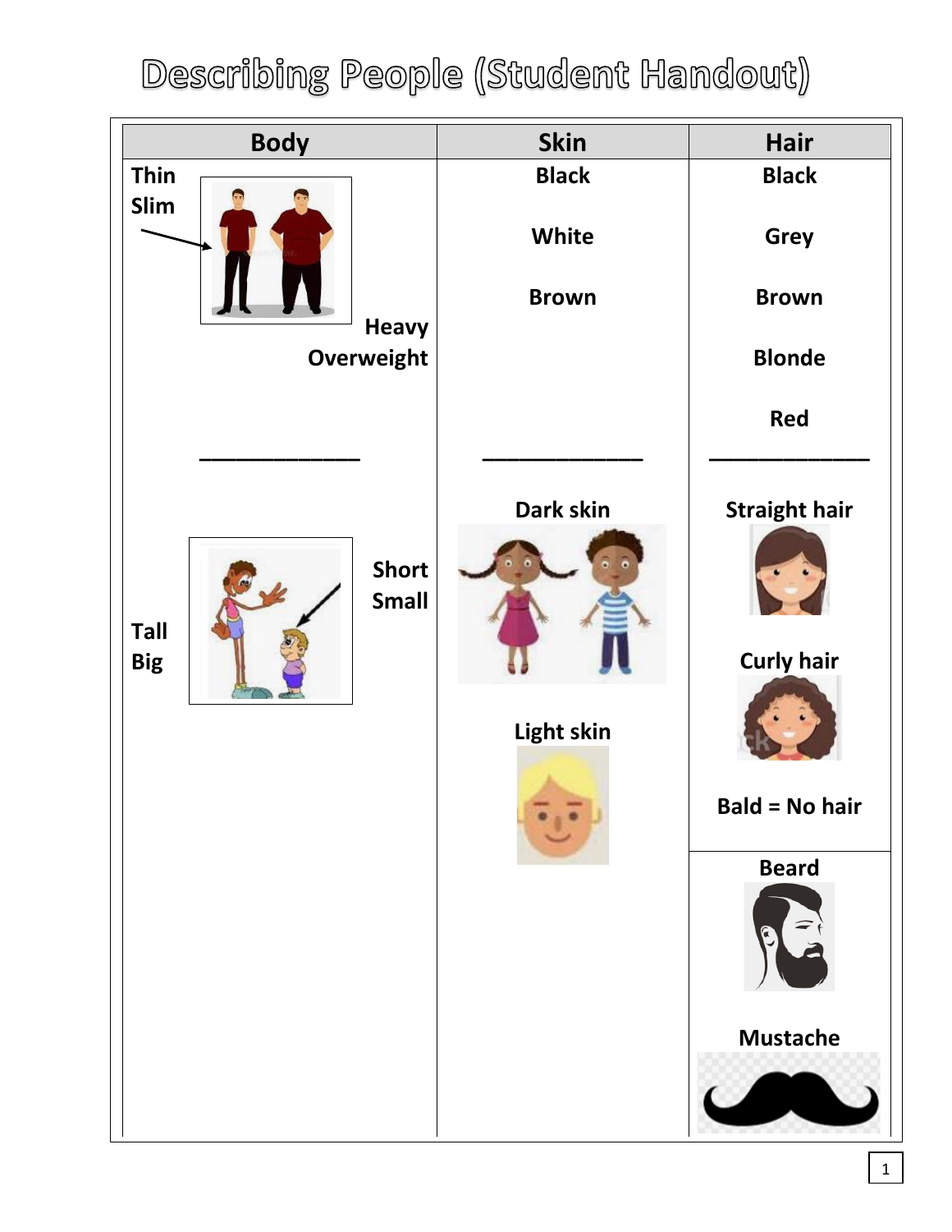# Describing People (Student Handout)

| Body | Skin | Hair |
| --- | --- | --- |
| Thin<br>Slim<br>Heavy<br>Overweight | Black<br>White<br>Brown | Black<br>Grey<br>Brown<br>Blonde<br>Red |
| ______________ | ______________ | ______________ |
| Tall<br>Big<br>Short<br>Small | Dark skin<br>Light skin | Straight hair<br>Curly hair<br>Bald = No hair |
| | | Beard<br>Mustache |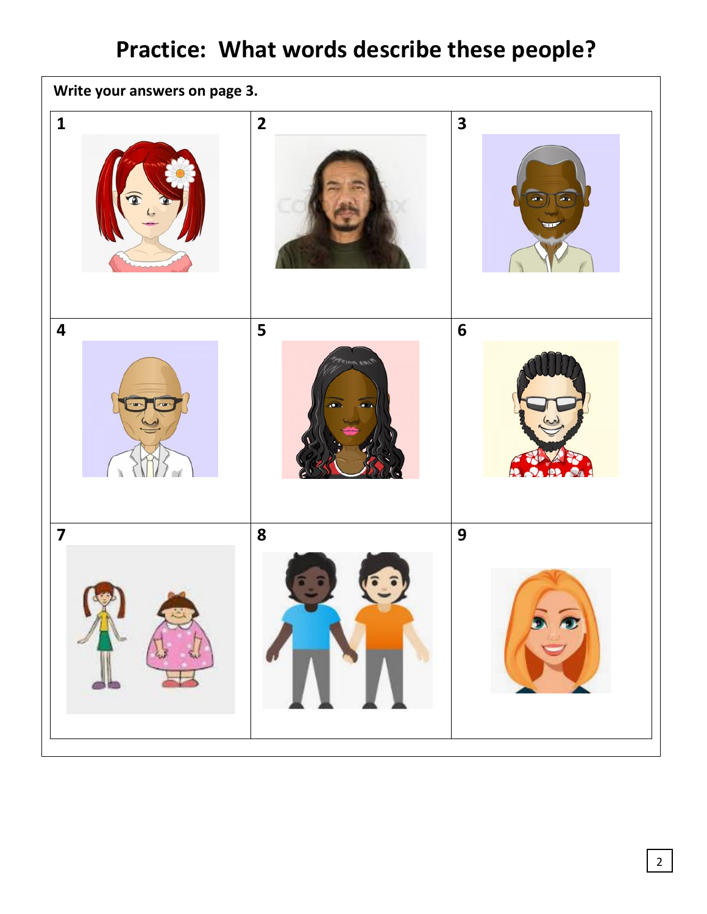# Practice: What words describe these people?

**Write your answers on page 3.**

| 1 | 2 | 3 |
|---|---|---|
| 4 | 5 | 6 |
| 7 | 8 | 9 |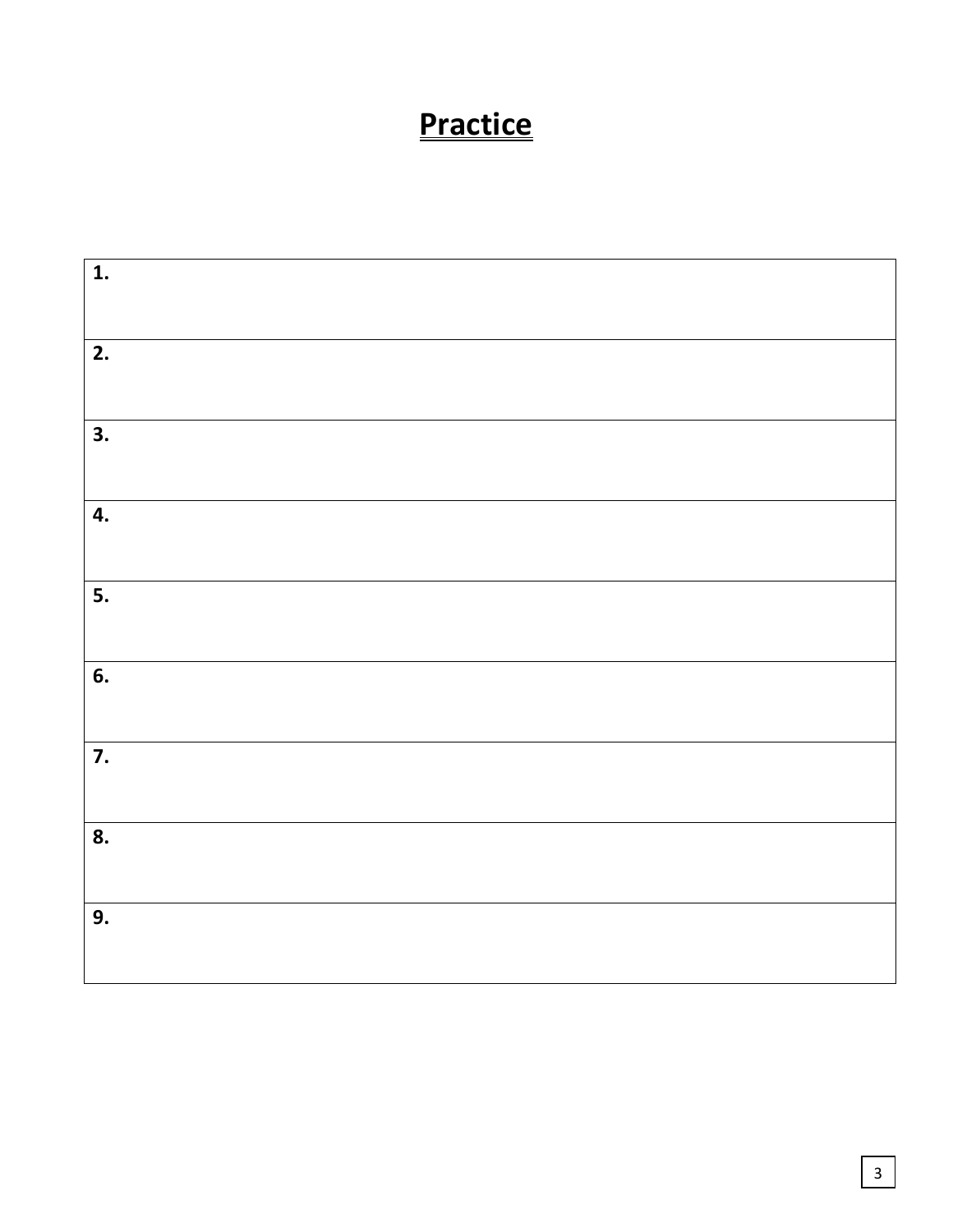# Practice

| |
|---|
| **1.** |
| **2.** |
| **3.** |
| **4.** |
| **5.** |
| **6.** |
| **7.** |
| **8.** |
| **9.** |